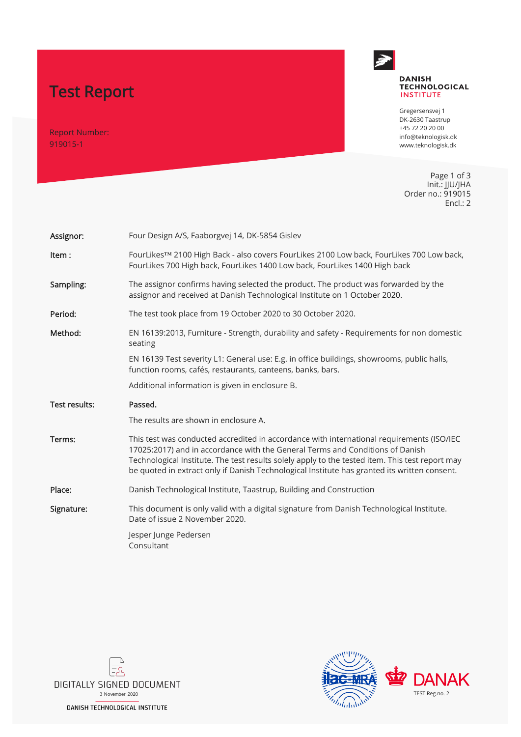# Test Report

Report Number:
919015-1

**DANISH TECHNOLOGICAL INSTITUTE**

Gregersensvej 1
DK-2630 Taastrup
+45 72 20 20 00
info@teknologisk.dk
www.teknologisk.dk

Page 1 of 3
Init.: JJU/JHA
Order no.: 919015
Encl.: 2

| | |
|---|---|
| **Assignor:** | Four Design A/S, Faaborgvej 14, DK-5854 Gislev |
| **Item :** | FourLikes™ 2100 High Back - also covers FourLikes 2100 Low back, FourLikes 700 Low back, FourLikes 700 High back, FourLikes 1400 Low back, FourLikes 1400 High back |
| **Sampling:** | The assignor confirms having selected the product. The product was forwarded by the assignor and received at Danish Technological Institute on 1 October 2020. |
| **Period:** | The test took place from 19 October 2020 to 30 October 2020. |
| **Method:** | EN 16139:2013, Furniture - Strength, durability and safety - Requirements for non domestic seating<br><br>EN 16139 Test severity L1: General use: E.g. in office buildings, showrooms, public halls, function rooms, cafés, restaurants, canteens, banks, bars.<br><br>Additional information is given in enclosure B. |
| **Test results:** | **Passed.**<br><br>The results are shown in enclosure A. |
| **Terms:** | This test was conducted accredited in accordance with international requirements (ISO/IEC 17025:2017) and in accordance with the General Terms and Conditions of Danish Technological Institute. The test results solely apply to the tested item. This test report may be quoted in extract only if Danish Technological Institute has granted its written consent. |
| **Place:** | Danish Technological Institute, Taastrup, Building and Construction |
| **Signature:** | This document is only valid with a digital signature from Danish Technological Institute. Date of issue 2 November 2020.<br><br>Jesper Junge Pedersen<br>Consultant |

DIGITALLY SIGNED DOCUMENT
3 November 2020
DANISH TECHNOLOGICAL INSTITUTE

ilac-MRA

DANAK
TEST Reg.no. 2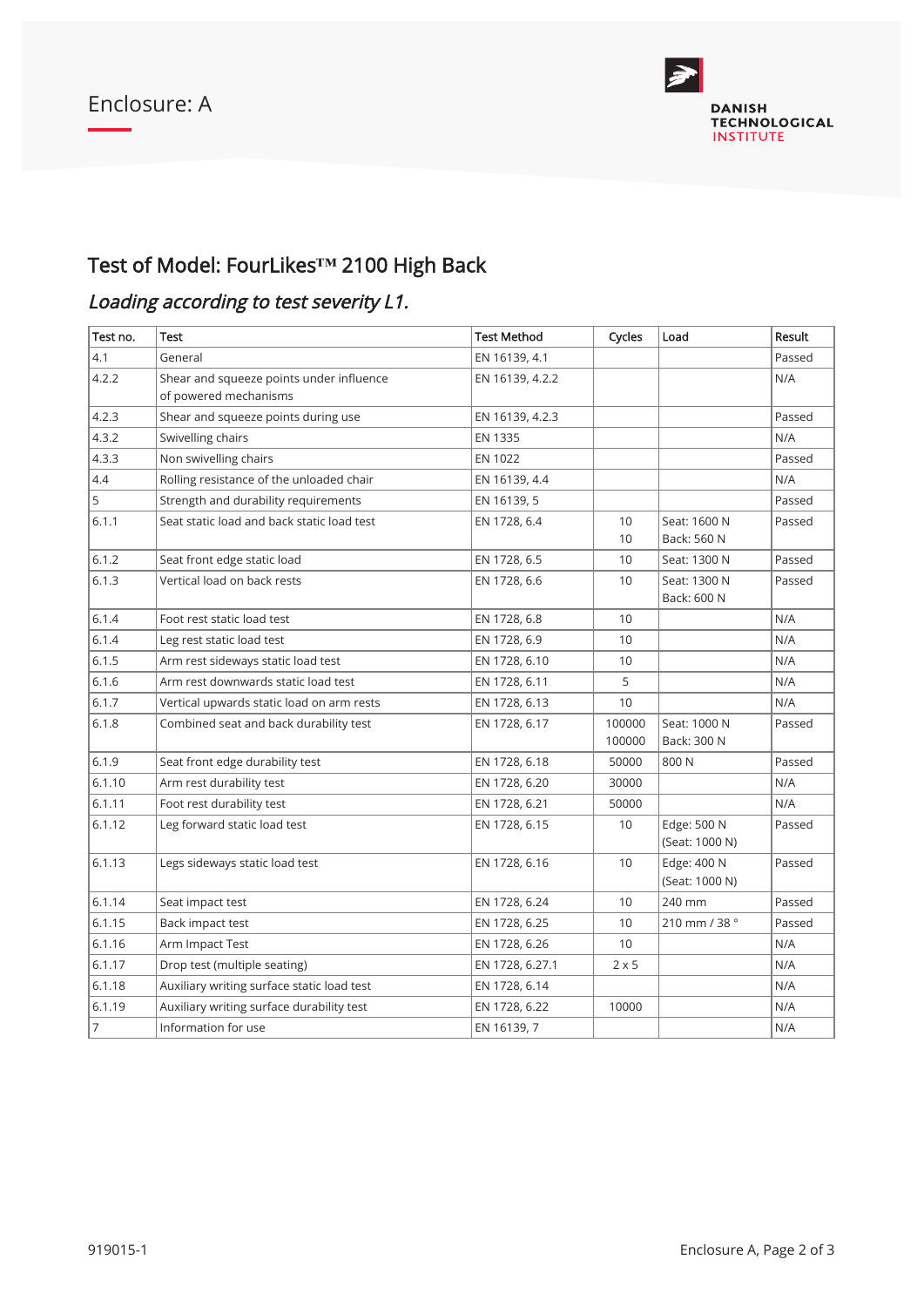Enclosure: A

# Test of Model: FourLikes™ 2100 High Back

## *Loading according to test severity L1.*

| Test no. | Test | Test Method | Cycles | Load | Result |
|---|---|---|---|---|---|
| 4.1 | General | EN 16139, 4.1 | | | Passed |
| 4.2.2 | Shear and squeeze points under influence of powered mechanisms | EN 16139, 4.2.2 | | | N/A |
| 4.2.3 | Shear and squeeze points during use | EN 16139, 4.2.3 | | | Passed |
| 4.3.2 | Swivelling chairs | EN 1335 | | | N/A |
| 4.3.3 | Non swivelling chairs | EN 1022 | | | Passed |
| 4.4 | Rolling resistance of the unloaded chair | EN 16139, 4.4 | | | N/A |
| 5 | Strength and durability requirements | EN 16139, 5 | | | Passed |
| 6.1.1 | Seat static load and back static load test | EN 1728, 6.4 | 10<br>10 | Seat: 1600 N<br>Back: 560 N | Passed |
| 6.1.2 | Seat front edge static load | EN 1728, 6.5 | 10 | Seat: 1300 N | Passed |
| 6.1.3 | Vertical load on back rests | EN 1728, 6.6 | 10 | Seat: 1300 N<br>Back: 600 N | Passed |
| 6.1.4 | Foot rest static load test | EN 1728, 6.8 | 10 | | N/A |
| 6.1.4 | Leg rest static load test | EN 1728, 6.9 | 10 | | N/A |
| 6.1.5 | Arm rest sideways static load test | EN 1728, 6.10 | 10 | | N/A |
| 6.1.6 | Arm rest downwards static load test | EN 1728, 6.11 | 5 | | N/A |
| 6.1.7 | Vertical upwards static load on arm rests | EN 1728, 6.13 | 10 | | N/A |
| 6.1.8 | Combined seat and back durability test | EN 1728, 6.17 | 100000<br>100000 | Seat: 1000 N<br>Back: 300 N | Passed |
| 6.1.9 | Seat front edge durability test | EN 1728, 6.18 | 50000 | 800 N | Passed |
| 6.1.10 | Arm rest durability test | EN 1728, 6.20 | 30000 | | N/A |
| 6.1.11 | Foot rest durability test | EN 1728, 6.21 | 50000 | | N/A |
| 6.1.12 | Leg forward static load test | EN 1728, 6.15 | 10 | Edge: 500 N<br>(Seat: 1000 N) | Passed |
| 6.1.13 | Legs sideways static load test | EN 1728, 6.16 | 10 | Edge: 400 N<br>(Seat: 1000 N) | Passed |
| 6.1.14 | Seat impact test | EN 1728, 6.24 | 10 | 240 mm | Passed |
| 6.1.15 | Back impact test | EN 1728, 6.25 | 10 | 210 mm / 38 ° | Passed |
| 6.1.16 | Arm Impact Test | EN 1728, 6.26 | 10 | | N/A |
| 6.1.17 | Drop test (multiple seating) | EN 1728, 6.27.1 | 2 x 5 | | N/A |
| 6.1.18 | Auxiliary writing surface static load test | EN 1728, 6.14 | | | N/A |
| 6.1.19 | Auxiliary writing surface durability test | EN 1728, 6.22 | 10000 | | N/A |
| 7 | Information for use | EN 16139, 7 | | | N/A |

919015-1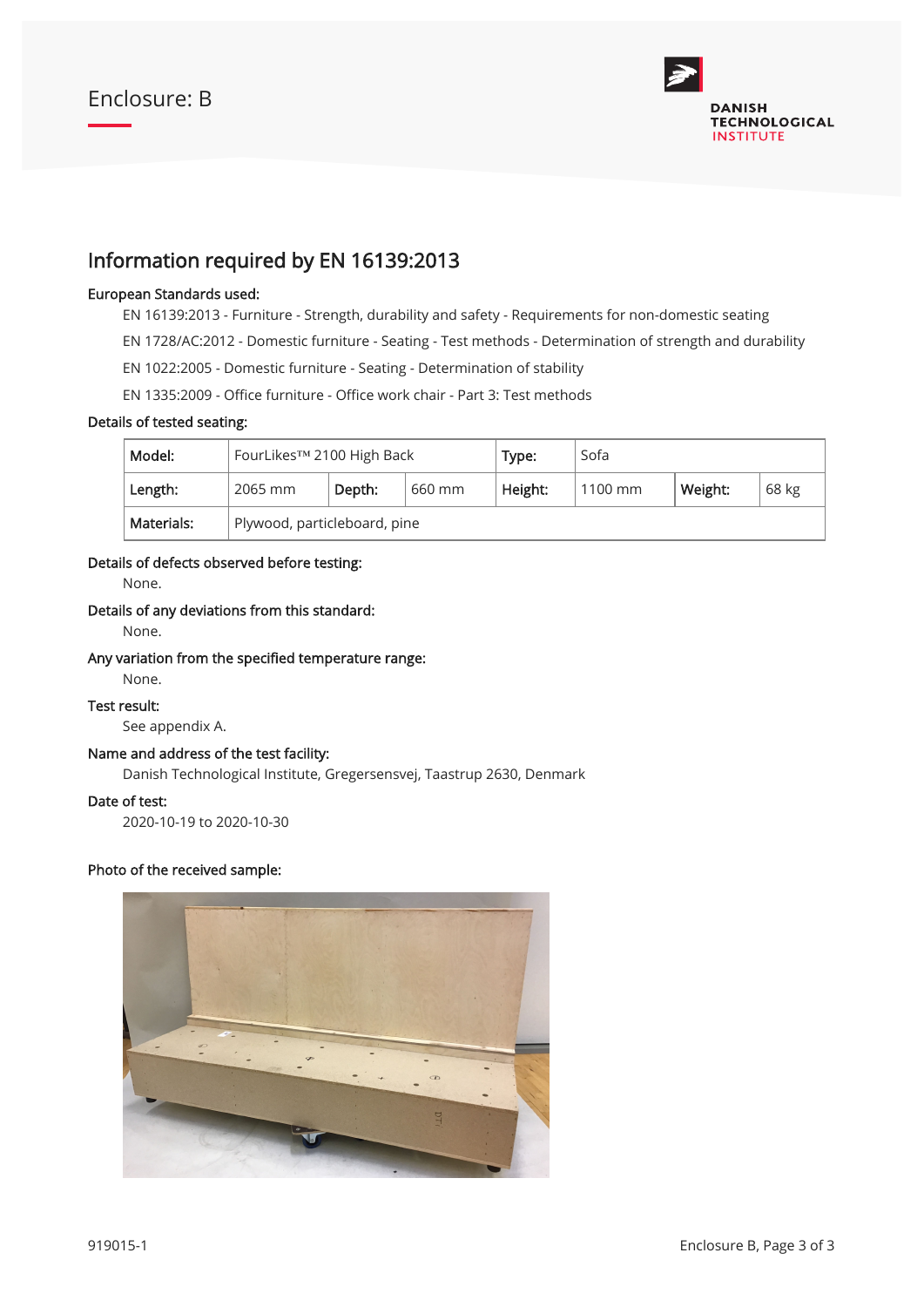Enclosure: B

# Information required by EN 16139:2013

**European Standards used:**

EN 16139:2013 - Furniture - Strength, durability and safety - Requirements for non-domestic seating

EN 1728/AC:2012 - Domestic furniture - Seating - Test methods - Determination of strength and durability

EN 1022:2005 - Domestic furniture - Seating - Determination of stability

EN 1335:2009 - Office furniture - Office work chair - Part 3: Test methods

**Details of tested seating:**

| | | | | | | | |
|---|---|---|---|---|---|---|---|
| **Model:** | FourLikes™ 2100 High Back | | | **Type:** | Sofa | | |
| **Length:** | 2065 mm | **Depth:** | 660 mm | **Height:** | 1100 mm | **Weight:** | 68 kg |
| **Materials:** | Plywood, particleboard, pine | | | | | | |

**Details of defects observed before testing:**

None.

**Details of any deviations from this standard:**

None.

**Any variation from the specified temperature range:**

None.

**Test result:**

See appendix A.

**Name and address of the test facility:**

Danish Technological Institute, Gregersensvej, Taastrup 2630, Denmark

**Date of test:**

2020-10-19 to 2020-10-30

**Photo of the received sample:**

919015-1